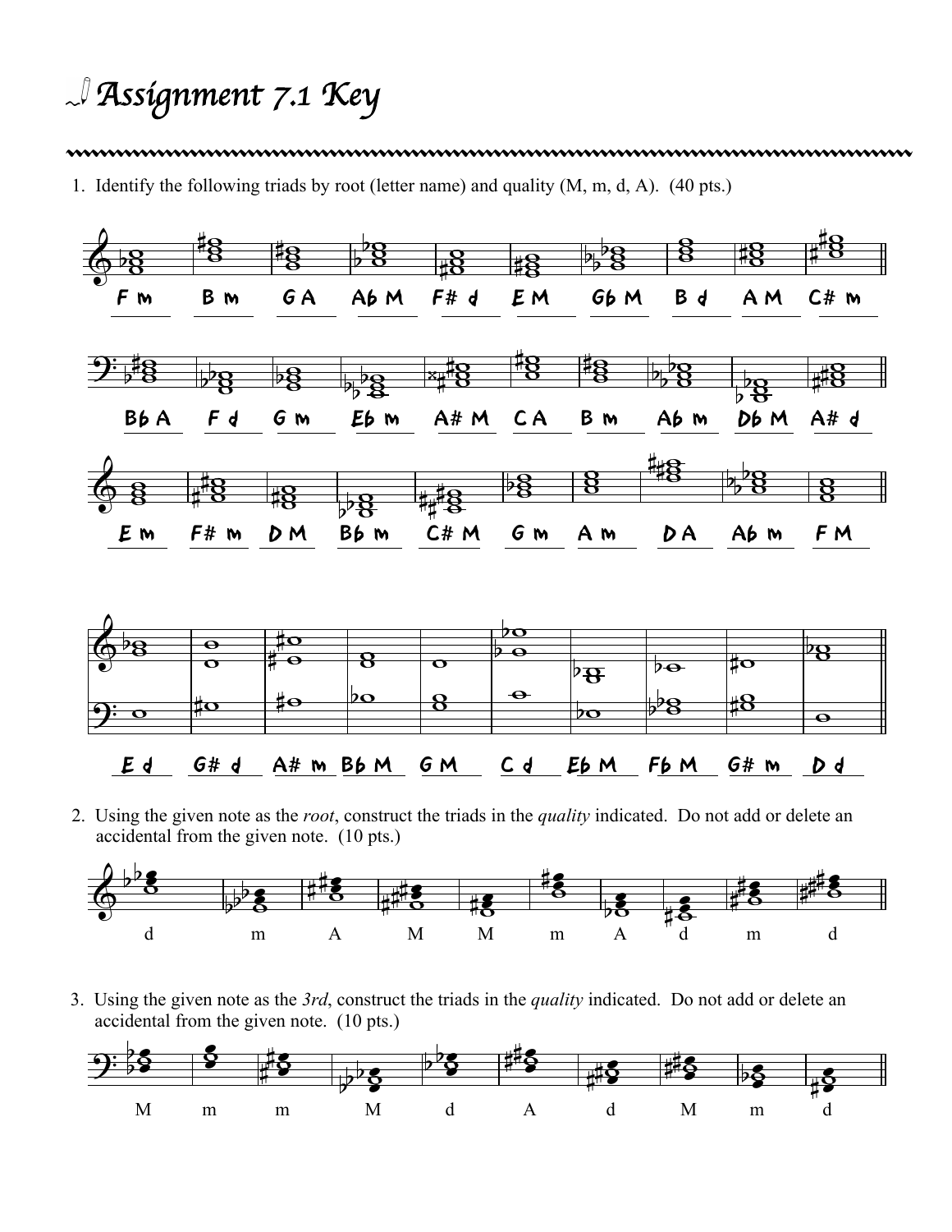# Assignment 7.1 Key

1. Identify the following triads by root (letter name) and quality (M, m, d, A). (40 pts.)

F m — B m — G A — A♭ M — F# d — E M — G♭ M — B d — A M — C# m

B♭ A — F d — G m — E♭ m — A# M — C A — B m — A♭ m — D♭ M — A# d

E m — F# m — D M — B♭ m — C# M — G m — A m — D A — A♭ m — F M

E d — G# d — A# m — B♭ M — G M — C d — E♭ M — F♭ M — G# m — D d

2. Using the given note as the *root*, construct the triads in the *quality* indicated. Do not add or delete an accidental from the given note. (10 pts.)

d — m — A — M — M — m — A — d — m — d

3. Using the given note as the *3rd*, construct the triads in the *quality* indicated. Do not add or delete an accidental from the given note. (10 pts.)

M — m — m — M — d — A — d — M — m — d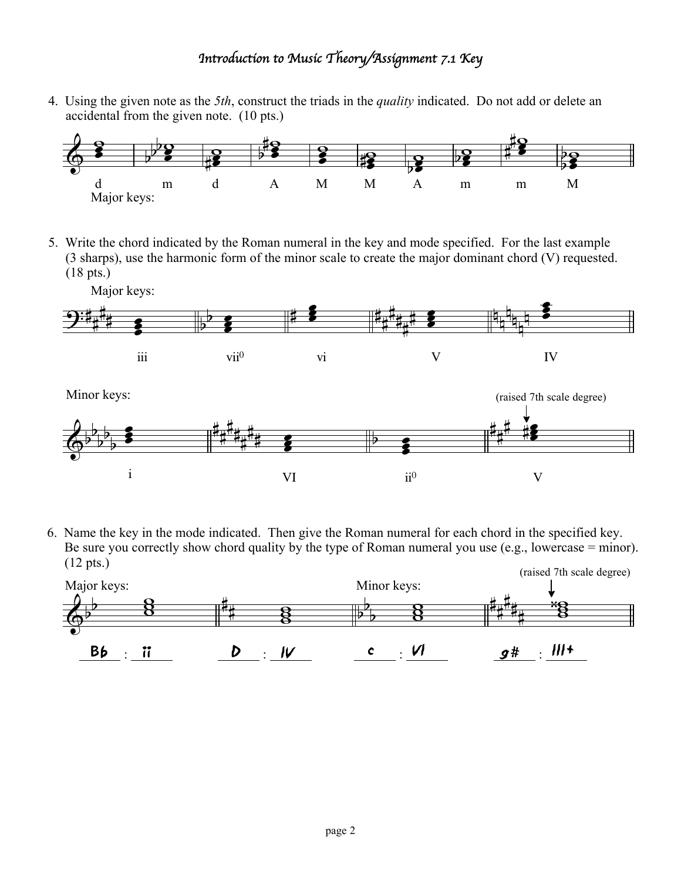# *Introduction to Music Theory/Assignment 7.1 Key*

4. Using the given note as the *5th*, construct the triads in the *quality* indicated. Do not add or delete an accidental from the given note. (10 pts.)

d m d A M M A m m M

Major keys:

5. Write the chord indicated by the Roman numeral in the key and mode specified. For the last example (3 sharps), use the harmonic form of the minor scale to create the major dominant chord (V) requested. (18 pts.)

Major keys:

iii vii⁰ vi V IV

Minor keys:

(raised 7th scale degree)

i VI ii⁰ V

6. Name the key in the mode indicated. Then give the Roman numeral for each chord in the specified key. Be sure you correctly show chord quality by the type of Roman numeral you use (e.g., lowercase = minor). (12 pts.)

Major keys: Minor keys:

(raised 7th scale degree)

Bb : ii D : IV c : VI g# : III+